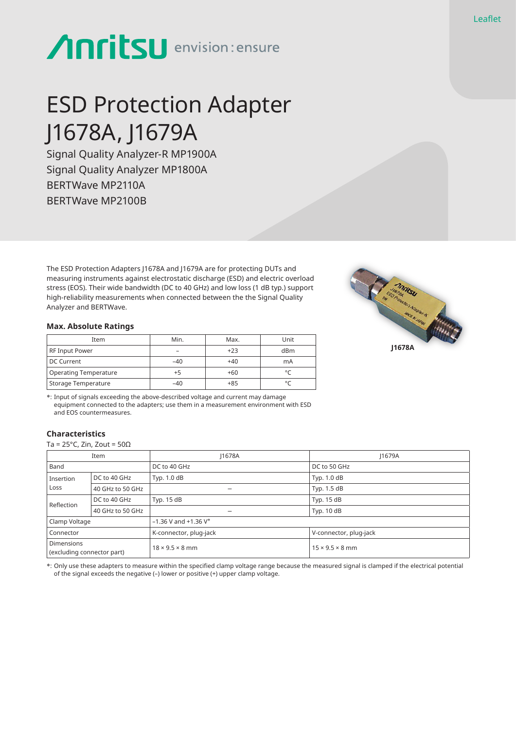Leaflet

Anritsu envision : ensure

# ESD Protection Adapter J1678A, J1679A

Signal Quality Analyzer-R MP1900A
Signal Quality Analyzer MP1800A
BERTWave MP2110A
BERTWave MP2100B

The ESD Protection Adapters J1678A and J1679A are for protecting DUTs and measuring instruments against electrostatic discharge (ESD) and electric overload stress (EOS). Their wide bandwidth (DC to 40 GHz) and low loss (1 dB typ.) support high-reliability measurements when connected between the the Signal Quality Analyzer and BERTWave.

**J1678A**

### Max. Absolute Ratings

| Item | Min. | Max. | Unit |
|---|---|---|---|
| RF Input Power | – | +23 | dBm |
| DC Current | −40 | +40 | mA |
| Operating Temperature | +5 | +60 | °C |
| Storage Temperature | −40 | +85 | °C |

*: Input of signals exceeding the above-described voltage and current may damage equipment connected to the adapters; use them in a measurement environment with ESD and EOS countermeasures.

### Characteristics

Ta = 25°C, Zin, Zout = 50Ω

| Item | | J1678A | J1679A |
|---|---|---|---|
| Band | | DC to 40 GHz | DC to 50 GHz |
| Insertion Loss | DC to 40 GHz | Typ. 1.0 dB | Typ. 1.0 dB |
| | 40 GHz to 50 GHz | – | Typ. 1.5 dB |
| Reflection | DC to 40 GHz | Typ. 15 dB | Typ. 15 dB |
| | 40 GHz to 50 GHz | – | Typ. 10 dB |
| Clamp Voltage | | −1.36 V and +1.36 V* | |
| Connector | | K-connector, plug-jack | V-connector, plug-jack |
| Dimensions (excluding connector part) | | 18 × 9.5 × 8 mm | 15 × 9.5 × 8 mm |

*: Only use these adapters to measure within the specified clamp voltage range because the measured signal is clamped if the electrical potential of the signal exceeds the negative (–) lower or positive (+) upper clamp voltage.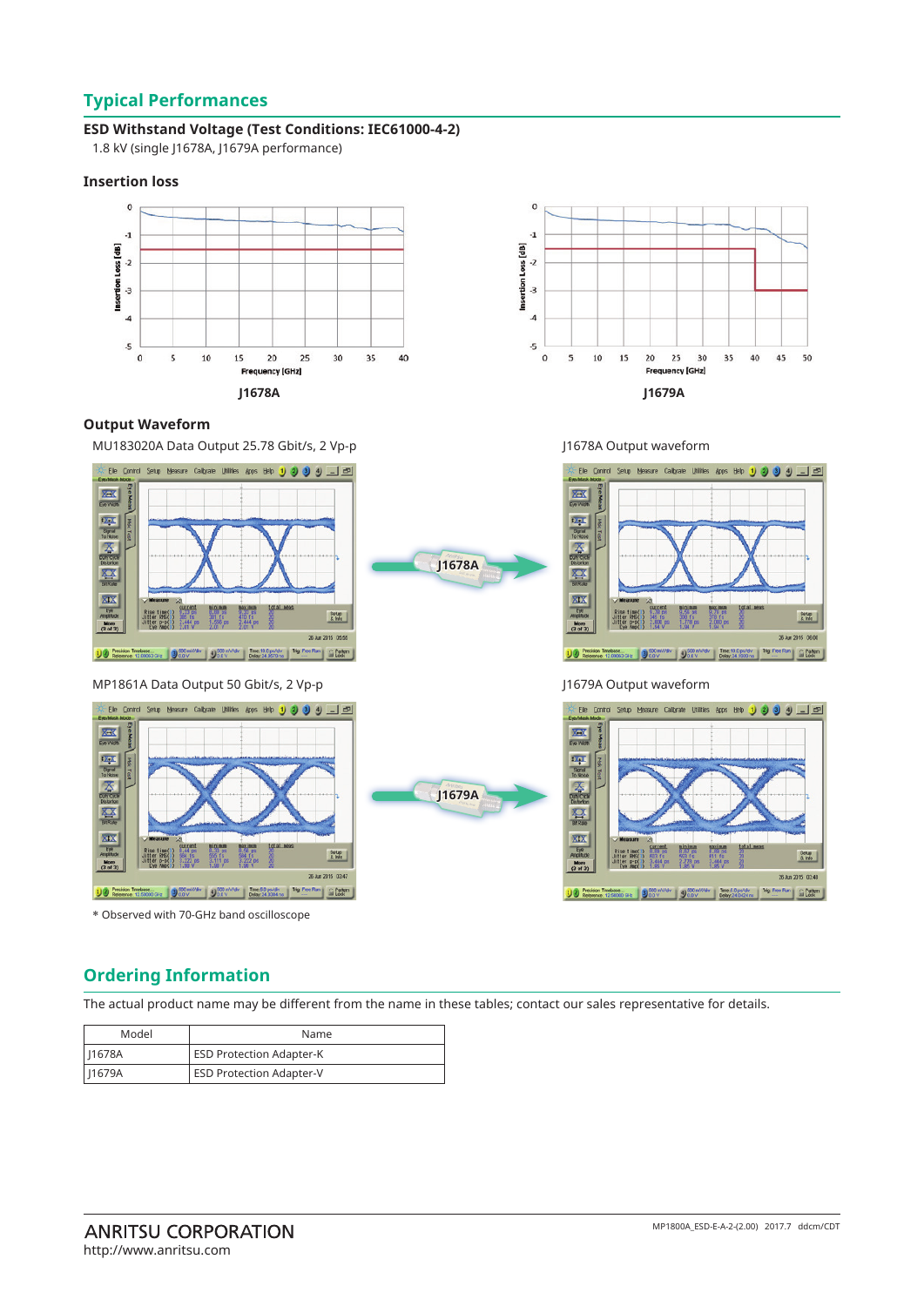## Typical Performances

### ESD Withstand Voltage (Test Conditions: IEC61000-4-2)

1.8 kV (single J1678A, J1679A performance)

### Insertion loss

0
-1
-2
-3
-4
-5
Insertion Loss [dB]
0 5 10 15 20 25 30 35 40
Frequency [GHz]

J1678A

0
-1
-2
-3
-4
-5
Insertion Loss [dB]
0 5 10 15 20 25 30 35 40 45 50
Frequency [GHz]

J1679A

### Output Waveform

MU183020A Data Output 25.78 Gbit/s, 2 Vp-p

J1678A Output waveform

J1678A

MP1861A Data Output 50 Gbit/s, 2 Vp-p

J1679A Output waveform

J1679A

\* Observed with 70-GHz band oscilloscope

## Ordering Information

The actual product name may be different from the name in these tables; contact our sales representative for details.

| Model | Name |
|---|---|
| J1678A | ESD Protection Adapter-K |
| J1679A | ESD Protection Adapter-V |

ANRITSU CORPORATION
http://www.anritsu.com

MP1800A_ESD-E-A-2-(2.00) 2017.7 ddcm/CDT